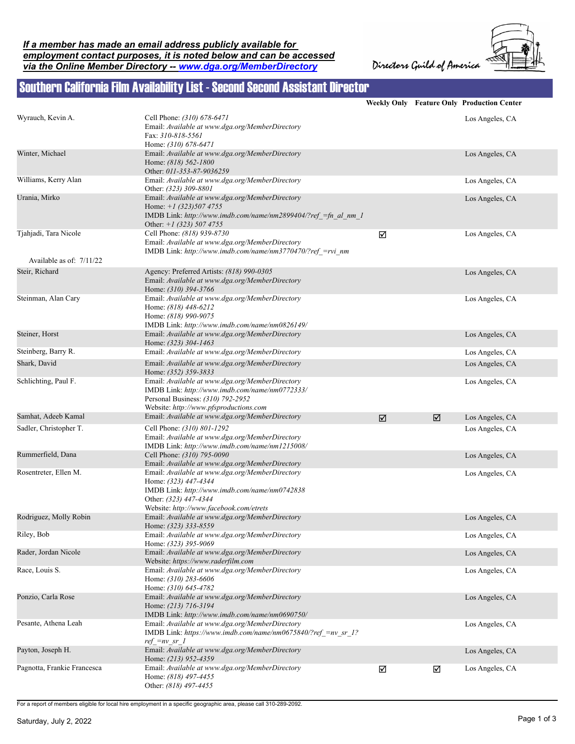*If a member has made an email address publicly available for employment contact purposes, it is noted below and can be accessed via the Online Member Directory -- www.dga.org/MemberDirectory*

Directors Guild of America

# Southern California Film Availability List - Second Second Assistant Director

| Name | Contact | Weekly Only | Feature Only | Production Center |
|---|---|---|---|---|
| Wyrauch, Kevin A. | Cell Phone: *(310) 678-6471*<br>Email: *Available at www.dga.org/MemberDirectory*<br>Fax: *310-818-5561*<br>Home: *(310) 678-6471* | | | Los Angeles, CA |
| Winter, Michael | Email: *Available at www.dga.org/MemberDirectory*<br>Home: *(818) 562-1800*<br>Other: *011-353-87-9036259* | | | Los Angeles, CA |
| Williams, Kerry Alan | Email: *Available at www.dga.org/MemberDirectory*<br>Other: *(323) 309-8801* | | | Los Angeles, CA |
| Urania, Mirko | Email: *Available at www.dga.org/MemberDirectory*<br>Home: *+1 (323)507 4755*<br>IMDB Link: *http://www.imdb.com/name/nm2899404/?ref_=fn_al_nm_1*<br>Other: *+1 (323) 507 4755* | | | Los Angeles, CA |
| Tjahjadi, Tara Nicole<br>Available as of: 7/11/22 | Cell Phone: *(818) 939-8730*<br>Email: *Available at www.dga.org/MemberDirectory*<br>IMDB Link: *http://www.imdb.com/name/nm3770470/?ref_=rvi_nm* | ☑ | | Los Angeles, CA |
| Steir, Richard | Agency: Preferred Artists: *(818) 990-0305*<br>Email: *Available at www.dga.org/MemberDirectory*<br>Home: *(310) 394-3766* | | | Los Angeles, CA |
| Steinman, Alan Cary | Email: *Available at www.dga.org/MemberDirectory*<br>Home: *(818) 448-6212*<br>Home: *(818) 990-9075*<br>IMDB Link: *http://www.imdb.com/name/nm0826149/* | | | Los Angeles, CA |
| Steiner, Horst | Email: *Available at www.dga.org/MemberDirectory*<br>Home: *(323) 304-1463* | | | Los Angeles, CA |
| Steinberg, Barry R. | Email: *Available at www.dga.org/MemberDirectory* | | | Los Angeles, CA |
| Shark, David | Email: *Available at www.dga.org/MemberDirectory*<br>Home: *(352) 359-3833* | | | Los Angeles, CA |
| Schlichting, Paul F. | Email: *Available at www.dga.org/MemberDirectory*<br>IMDB Link: *http://www.imdb.com/name/nm0772333/*<br>Personal Business: *(310) 792-2952*<br>Website: *http://www.pfsproductions.com* | | | Los Angeles, CA |
| Samhat, Adeeb Kamal | Email: *Available at www.dga.org/MemberDirectory* | ☑ | ☑ | Los Angeles, CA |
| Sadler, Christopher T. | Cell Phone: *(310) 801-1292*<br>Email: *Available at www.dga.org/MemberDirectory*<br>IMDB Link: *http://www.imdb.com/name/nm1215008/* | | | Los Angeles, CA |
| Rummerfield, Dana | Cell Phone: *(310) 795-0090*<br>Email: *Available at www.dga.org/MemberDirectory* | | | Los Angeles, CA |
| Rosentreter, Ellen M. | Email: *Available at www.dga.org/MemberDirectory*<br>Home: *(323) 447-4344*<br>IMDB Link: *http://www.imdb.com/name/nm0742838*<br>Other: *(323) 447-4344*<br>Website: *http://www.facebook.com/etrets* | | | Los Angeles, CA |
| Rodriguez, Molly Robin | Email: *Available at www.dga.org/MemberDirectory*<br>Home: *(323) 333-8559* | | | Los Angeles, CA |
| Riley, Bob | Email: *Available at www.dga.org/MemberDirectory*<br>Home: *(323) 395-9069* | | | Los Angeles, CA |
| Rader, Jordan Nicole | Email: *Available at www.dga.org/MemberDirectory*<br>Website: *https://www.raderfilm.com* | | | Los Angeles, CA |
| Race, Louis S. | Email: *Available at www.dga.org/MemberDirectory*<br>Home: *(310) 283-6606*<br>Home: *(310) 645-4782* | | | Los Angeles, CA |
| Ponzio, Carla Rose | Email: *Available at www.dga.org/MemberDirectory*<br>Home: *(213) 716-3194*<br>IMDB Link: *http://www.imdb.com/name/nm0690750/* | | | Los Angeles, CA |
| Pesante, Athena Leah | Email: *Available at www.dga.org/MemberDirectory*<br>IMDB Link: *https://www.imdb.com/name/nm0675840/?ref_=nv_sr_1?ref_=nv_sr_1* | | | Los Angeles, CA |
| Payton, Joseph H. | Email: *Available at www.dga.org/MemberDirectory*<br>Home: *(213) 952-4359* | | | Los Angeles, CA |
| Pagnotta, Frankie Francesca | Email: *Available at www.dga.org/MemberDirectory*<br>Home: *(818) 497-4455*<br>Other: *(818) 497-4455* | ☑ | ☑ | Los Angeles, CA |

For a report of members eligible for local hire employment in a specific geographic area, please call 310-289-2092.

Saturday, July 2, 2022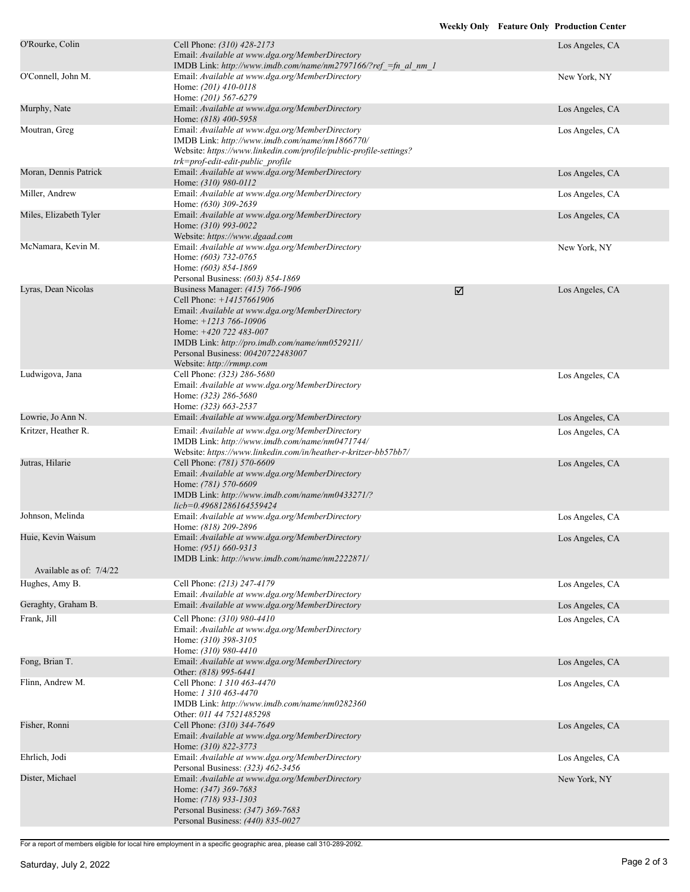| Name | Contact | Weekly Only | Feature Only | Production Center |
|---|---|---|---|---|
| O'Rourke, Colin | Cell Phone: *(310) 428-2173*<br>Email: *Available at www.dga.org/MemberDirectory*<br>IMDB Link: *http://www.imdb.com/name/nm2797166/?ref_=fn_al_nm_1* | | | Los Angeles, CA |
| O'Connell, John M. | Email: *Available at www.dga.org/MemberDirectory*<br>Home: *(201) 410-0118*<br>Home: *(201) 567-6279* | | | New York, NY |
| Murphy, Nate | Email: *Available at www.dga.org/MemberDirectory*<br>Home: *(818) 400-5958* | | | Los Angeles, CA |
| Moutran, Greg | Email: *Available at www.dga.org/MemberDirectory*<br>IMDB Link: *http://www.imdb.com/name/nm1866770/*<br>Website: *https://www.linkedin.com/profile/public-profile-settings?trk=prof-edit-edit-public_profile* | | | Los Angeles, CA |
| Moran, Dennis Patrick | Email: *Available at www.dga.org/MemberDirectory*<br>Home: *(310) 980-0112* | | | Los Angeles, CA |
| Miller, Andrew | Email: *Available at www.dga.org/MemberDirectory*<br>Home: *(630) 309-2639* | | | Los Angeles, CA |
| Miles, Elizabeth Tyler | Email: *Available at www.dga.org/MemberDirectory*<br>Home: *(310) 993-0022*<br>Website: *https://www.dgaad.com* | | | Los Angeles, CA |
| McNamara, Kevin M. | Email: *Available at www.dga.org/MemberDirectory*<br>Home: *(603) 732-0765*<br>Home: *(603) 854-1869*<br>Personal Business: *(603) 854-1869* | | | New York, NY |
| Lyras, Dean Nicolas | Business Manager: *(415) 766-1906*<br>Cell Phone: *+14157661906*<br>Email: *Available at www.dga.org/MemberDirectory*<br>Home: *+1213 766-10906*<br>Home: *+420 722 483-007*<br>IMDB Link: *http://pro.imdb.com/name/nm0529211/*<br>Personal Business: *00420722483007*<br>Website: *http://rmmp.com* | ☑ | | Los Angeles, CA |
| Ludwigova, Jana | Cell Phone: *(323) 286-5680*<br>Email: *Available at www.dga.org/MemberDirectory*<br>Home: *(323) 286-5680*<br>Home: *(323) 663-2537* | | | Los Angeles, CA |
| Lowrie, Jo Ann N. | Email: *Available at www.dga.org/MemberDirectory* | | | Los Angeles, CA |
| Kritzer, Heather R. | Email: *Available at www.dga.org/MemberDirectory*<br>IMDB Link: *http://www.imdb.com/name/nm0471744/*<br>Website: *https://www.linkedin.com/in/heather-r-kritzer-bb57bb7/* | | | Los Angeles, CA |
| Jutras, Hilarie | Cell Phone: *(781) 570-6609*<br>Email: *Available at www.dga.org/MemberDirectory*<br>Home: *(781) 570-6609*<br>IMDB Link: *http://www.imdb.com/name/nm0433271/?licb=0.49681286164559424* | | | Los Angeles, CA |
| Johnson, Melinda | Email: *Available at www.dga.org/MemberDirectory*<br>Home: *(818) 209-2896* | | | Los Angeles, CA |
| Huie, Kevin Waisum<br><br>Available as of: 7/4/22 | Email: *Available at www.dga.org/MemberDirectory*<br>Home: *(951) 660-9313*<br>IMDB Link: *http://www.imdb.com/name/nm2222871/* | | | Los Angeles, CA |
| Hughes, Amy B. | Cell Phone: *(213) 247-4179*<br>Email: *Available at www.dga.org/MemberDirectory* | | | Los Angeles, CA |
| Geraghty, Graham B. | Email: *Available at www.dga.org/MemberDirectory* | | | Los Angeles, CA |
| Frank, Jill | Cell Phone: *(310) 980-4410*<br>Email: *Available at www.dga.org/MemberDirectory*<br>Home: *(310) 398-3105*<br>Home: *(310) 980-4410* | | | Los Angeles, CA |
| Fong, Brian T. | Email: *Available at www.dga.org/MemberDirectory*<br>Other: *(818) 995-6441* | | | Los Angeles, CA |
| Flinn, Andrew M. | Cell Phone: *1 310 463-4470*<br>Home: *1 310 463-4470*<br>IMDB Link: *http://www.imdb.com/name/nm0282360*<br>Other: *011 44 7521485298* | | | Los Angeles, CA |
| Fisher, Ronni | Cell Phone: *(310) 344-7649*<br>Email: *Available at www.dga.org/MemberDirectory*<br>Home: *(310) 822-3773* | | | Los Angeles, CA |
| Ehrlich, Jodi | Email: *Available at www.dga.org/MemberDirectory*<br>Personal Business: *(323) 462-3456* | | | Los Angeles, CA |
| Dister, Michael | Email: *Available at www.dga.org/MemberDirectory*<br>Home: *(347) 369-7683*<br>Home: *(718) 933-1303*<br>Personal Business: *(347) 369-7683*<br>Personal Business: *(440) 835-0027* | | | New York, NY |

For a report of members eligible for local hire employment in a specific geographic area, please call 310-289-2092.

Saturday, July 2, 2022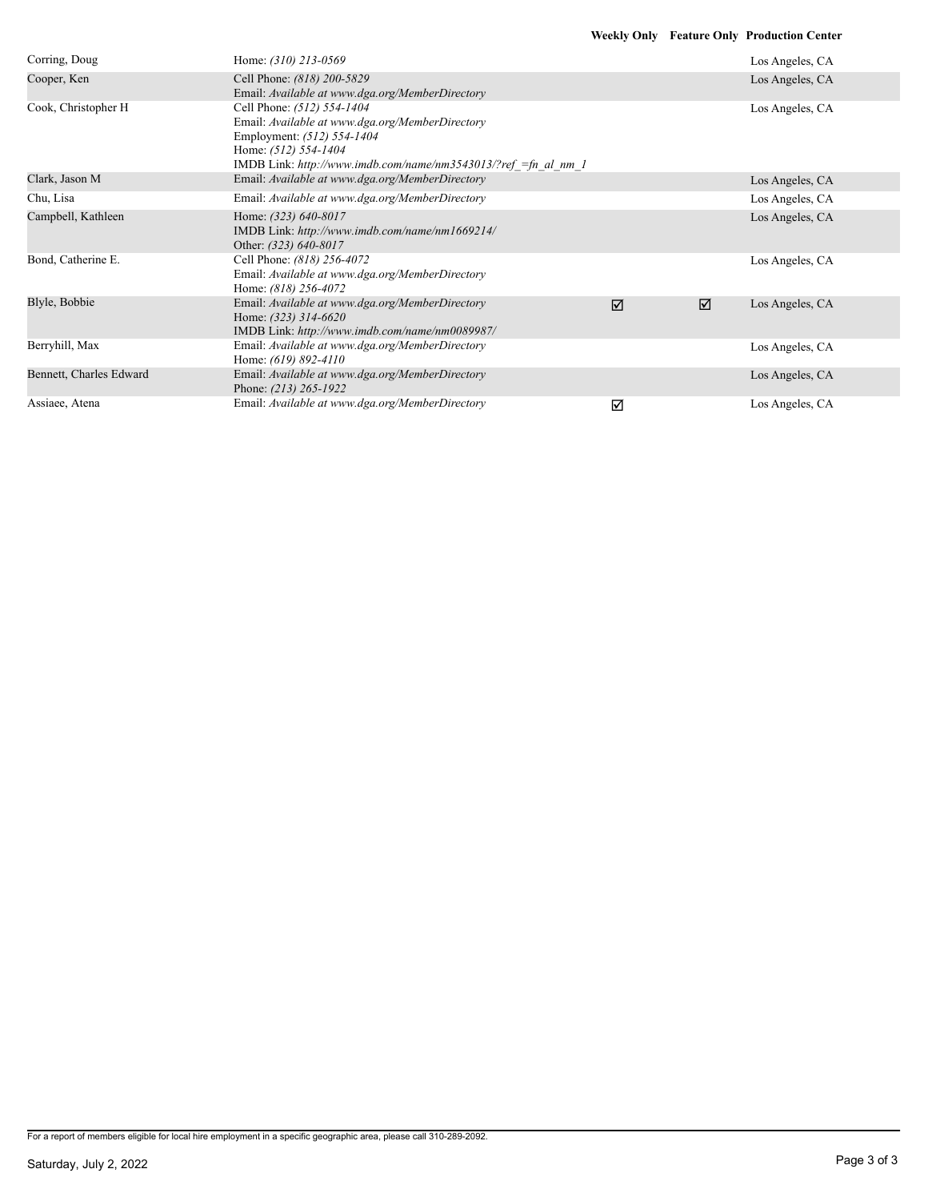| | | Weekly Only | Feature Only | Production Center |
|---|---|---|---|---|
| Corring, Doug | Home: *(310) 213-0569* | | | Los Angeles, CA |
| Cooper, Ken | Cell Phone: *(818) 200-5829*<br>Email: *Available at www.dga.org/MemberDirectory* | | | Los Angeles, CA |
| Cook, Christopher H | Cell Phone: *(512) 554-1404*<br>Email: *Available at www.dga.org/MemberDirectory*<br>Employment: *(512) 554-1404*<br>Home: *(512) 554-1404*<br>IMDB Link: *http://www.imdb.com/name/nm3543013/?ref_=fn_al_nm_1* | | | Los Angeles, CA |
| Clark, Jason M | Email: *Available at www.dga.org/MemberDirectory* | | | Los Angeles, CA |
| Chu, Lisa | Email: *Available at www.dga.org/MemberDirectory* | | | Los Angeles, CA |
| Campbell, Kathleen | Home: *(323) 640-8017*<br>IMDB Link: *http://www.imdb.com/name/nm1669214/*<br>Other: *(323) 640-8017* | | | Los Angeles, CA |
| Bond, Catherine E. | Cell Phone: *(818) 256-4072*<br>Email: *Available at www.dga.org/MemberDirectory*<br>Home: *(818) 256-4072* | | | Los Angeles, CA |
| Blyle, Bobbie | Email: *Available at www.dga.org/MemberDirectory*<br>Home: *(323) 314-6620*<br>IMDB Link: *http://www.imdb.com/name/nm0089987/* | ☑ | ☑ | Los Angeles, CA |
| Berryhill, Max | Email: *Available at www.dga.org/MemberDirectory*<br>Home: *(619) 892-4110* | | | Los Angeles, CA |
| Bennett, Charles Edward | Email: *Available at www.dga.org/MemberDirectory*<br>Phone: *(213) 265-1922* | | | Los Angeles, CA |
| Assiaee, Atena | Email: *Available at www.dga.org/MemberDirectory* | ☑ | | Los Angeles, CA |

For a report of members eligible for local hire employment in a specific geographic area, please call 310-289-2092.

Saturday, July 2, 2022